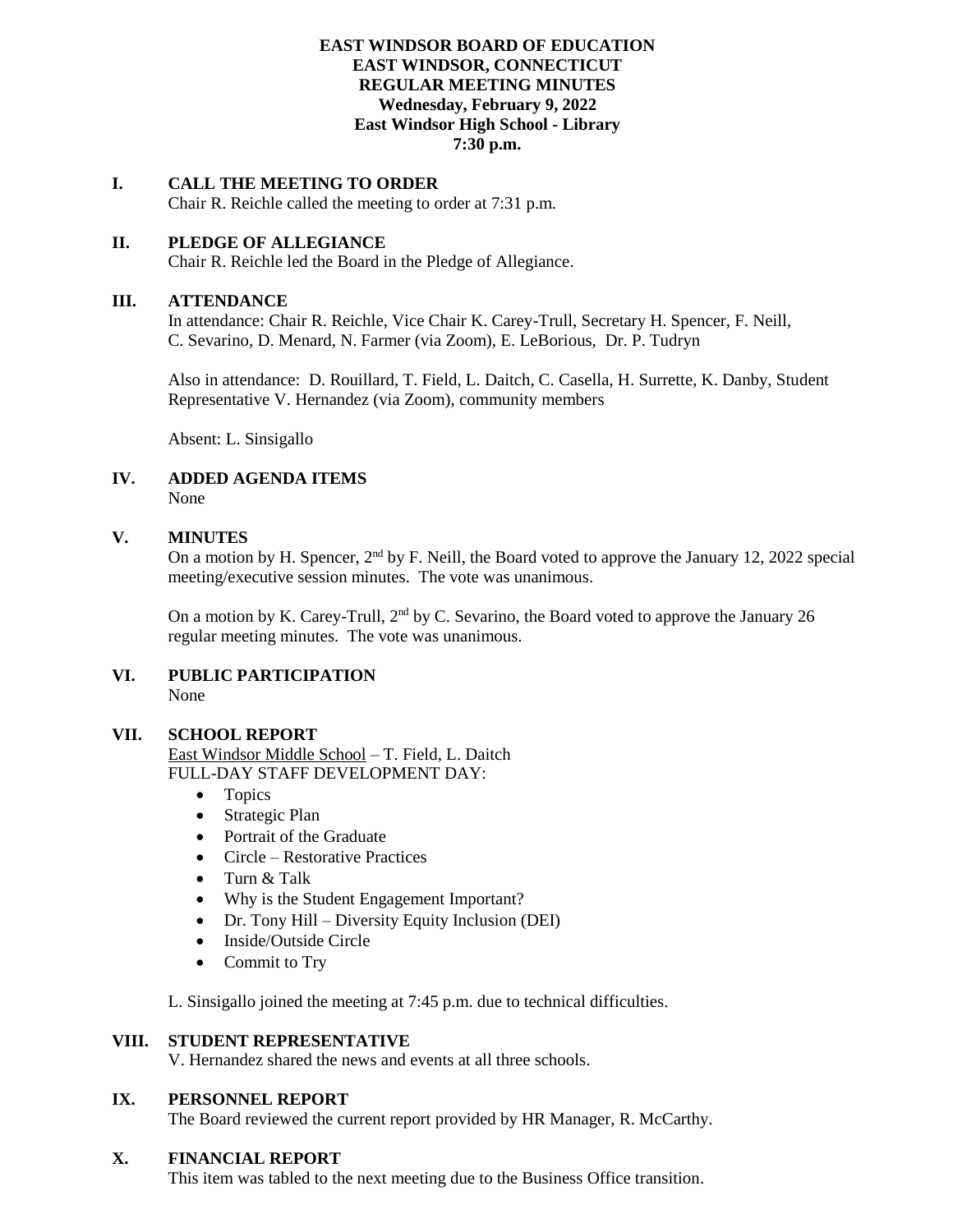**EAST WINDSOR BOARD OF EDUCATION**
**EAST WINDSOR, CONNECTICUT**
**REGULAR MEETING MINUTES**
**Wednesday, February 9, 2022**
**East Windsor High School - Library**
**7:30 p.m.**

## I. CALL THE MEETING TO ORDER

Chair R. Reichle called the meeting to order at 7:31 p.m.

## II. PLEDGE OF ALLEGIANCE

Chair R. Reichle led the Board in the Pledge of Allegiance.

## III. ATTENDANCE

In attendance: Chair R. Reichle, Vice Chair K. Carey-Trull, Secretary H. Spencer, F. Neill, C. Sevarino, D. Menard, N. Farmer (via Zoom), E. LeBorious, Dr. P. Tudryn

Also in attendance: D. Rouillard, T. Field, L. Daitch, C. Casella, H. Surrette, K. Danby, Student Representative V. Hernandez (via Zoom), community members

Absent: L. Sinsigallo

## IV. ADDED AGENDA ITEMS

None

## V. MINUTES

On a motion by H. Spencer, 2nd by F. Neill, the Board voted to approve the January 12, 2022 special meeting/executive session minutes. The vote was unanimous.

On a motion by K. Carey-Trull, 2nd by C. Sevarino, the Board voted to approve the January 26 regular meeting minutes. The vote was unanimous.

## VI. PUBLIC PARTICIPATION

None

## VII. SCHOOL REPORT

East Windsor Middle School – T. Field, L. Daitch
FULL-DAY STAFF DEVELOPMENT DAY:

- Topics
- Strategic Plan
- Portrait of the Graduate
- Circle – Restorative Practices
- Turn & Talk
- Why is the Student Engagement Important?
- Dr. Tony Hill – Diversity Equity Inclusion (DEI)
- Inside/Outside Circle
- Commit to Try

L. Sinsigallo joined the meeting at 7:45 p.m. due to technical difficulties.

## VIII. STUDENT REPRESENTATIVE

V. Hernandez shared the news and events at all three schools.

## IX. PERSONNEL REPORT

The Board reviewed the current report provided by HR Manager, R. McCarthy.

## X. FINANCIAL REPORT

This item was tabled to the next meeting due to the Business Office transition.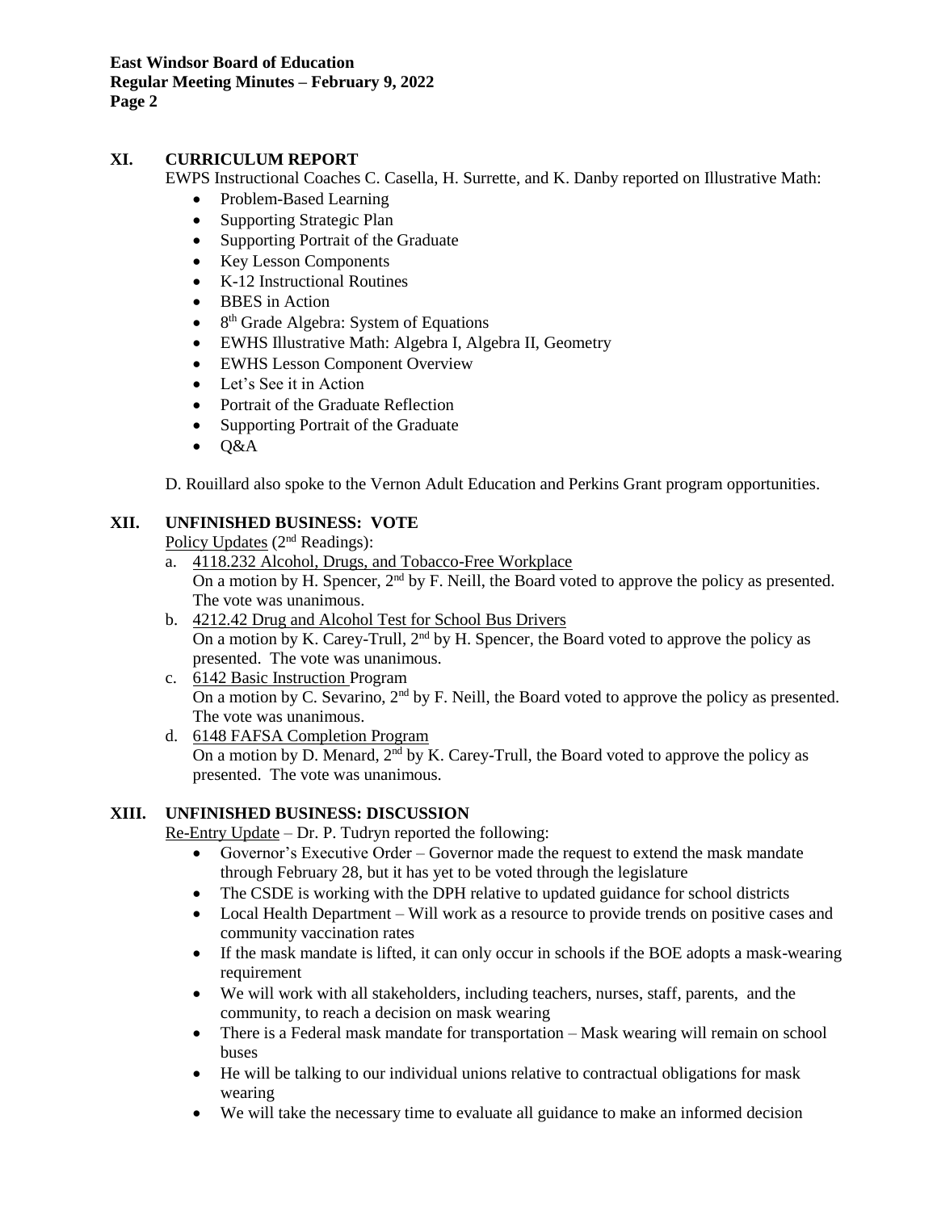## XI. CURRICULUM REPORT

EWPS Instructional Coaches C. Casella, H. Surrette, and K. Danby reported on Illustrative Math:

- Problem-Based Learning
- Supporting Strategic Plan
- Supporting Portrait of the Graduate
- Key Lesson Components
- K-12 Instructional Routines
- BBES in Action
- 8th Grade Algebra: System of Equations
- EWHS Illustrative Math: Algebra I, Algebra II, Geometry
- EWHS Lesson Component Overview
- Let's See it in Action
- Portrait of the Graduate Reflection
- Supporting Portrait of the Graduate
- Q&A

D. Rouillard also spoke to the Vernon Adult Education and Perkins Grant program opportunities.

## XII. UNFINISHED BUSINESS: VOTE

<u>Policy Updates</u> (2nd Readings):

a. <u>4118.232 Alcohol, Drugs, and Tobacco-Free Workplace</u>
   On a motion by H. Spencer, 2nd by F. Neill, the Board voted to approve the policy as presented. The vote was unanimous.

b. <u>4212.42 Drug and Alcohol Test for School Bus Drivers</u>
   On a motion by K. Carey-Trull, 2nd by H. Spencer, the Board voted to approve the policy as presented. The vote was unanimous.

c. <u>6142 Basic Instruction</u> Program
   On a motion by C. Sevarino, 2nd by F. Neill, the Board voted to approve the policy as presented. The vote was unanimous.

d. <u>6148 FAFSA Completion Program</u>
   On a motion by D. Menard, 2nd by K. Carey-Trull, the Board voted to approve the policy as presented. The vote was unanimous.

## XIII. UNFINISHED BUSINESS: DISCUSSION

<u>Re-Entry Update</u> – Dr. P. Tudryn reported the following:

- Governor's Executive Order – Governor made the request to extend the mask mandate through February 28, but it has yet to be voted through the legislature
- The CSDE is working with the DPH relative to updated guidance for school districts
- Local Health Department – Will work as a resource to provide trends on positive cases and community vaccination rates
- If the mask mandate is lifted, it can only occur in schools if the BOE adopts a mask-wearing requirement
- We will work with all stakeholders, including teachers, nurses, staff, parents, and the community, to reach a decision on mask wearing
- There is a Federal mask mandate for transportation – Mask wearing will remain on school buses
- He will be talking to our individual unions relative to contractual obligations for mask wearing
- We will take the necessary time to evaluate all guidance to make an informed decision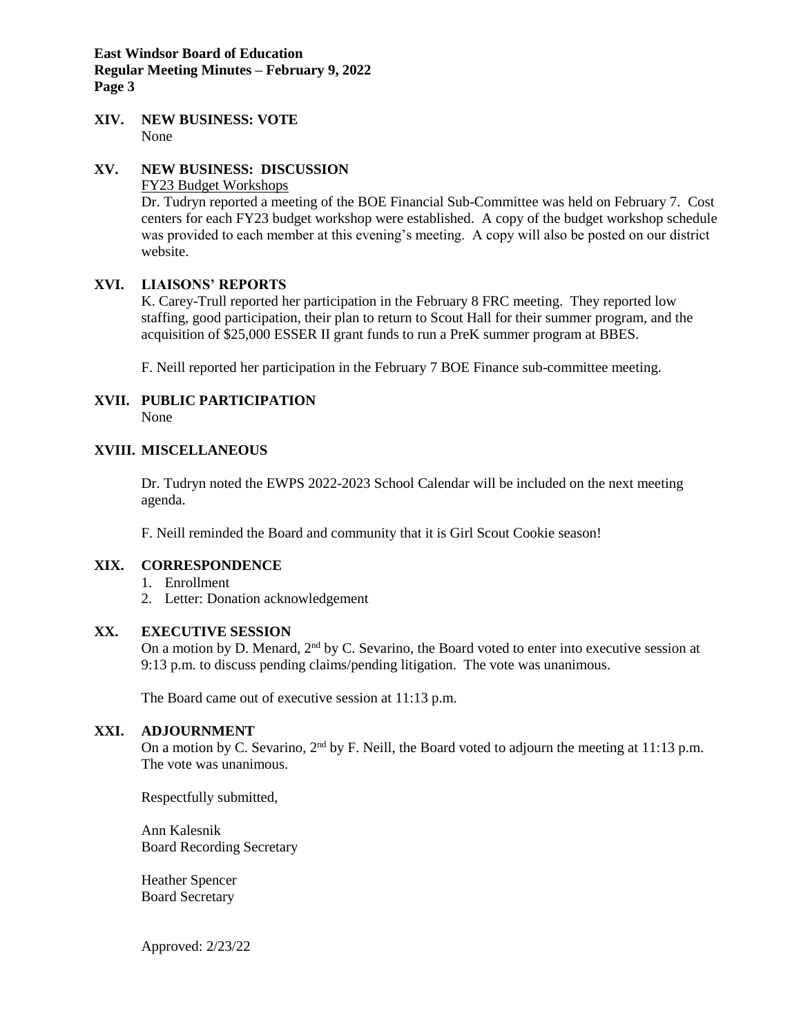**XIV. NEW BUSINESS: VOTE**

None

**XV. NEW BUSINESS: DISCUSSION**

FY23 Budget Workshops

Dr. Tudryn reported a meeting of the BOE Financial Sub-Committee was held on February 7. Cost centers for each FY23 budget workshop were established. A copy of the budget workshop schedule was provided to each member at this evening's meeting. A copy will also be posted on our district website.

**XVI. LIAISONS' REPORTS**

K. Carey-Trull reported her participation in the February 8 FRC meeting. They reported low staffing, good participation, their plan to return to Scout Hall for their summer program, and the acquisition of $25,000 ESSER II grant funds to run a PreK summer program at BBES.

F. Neill reported her participation in the February 7 BOE Finance sub-committee meeting.

**XVII. PUBLIC PARTICIPATION**

None

**XVIII. MISCELLANEOUS**

Dr. Tudryn noted the EWPS 2022-2023 School Calendar will be included on the next meeting agenda.

F. Neill reminded the Board and community that it is Girl Scout Cookie season!

**XIX. CORRESPONDENCE**

1. Enrollment
2. Letter: Donation acknowledgement

**XX. EXECUTIVE SESSION**

On a motion by D. Menard, 2nd by C. Sevarino, the Board voted to enter into executive session at 9:13 p.m. to discuss pending claims/pending litigation. The vote was unanimous.

The Board came out of executive session at 11:13 p.m.

**XXI. ADJOURNMENT**

On a motion by C. Sevarino, 2nd by F. Neill, the Board voted to adjourn the meeting at 11:13 p.m. The vote was unanimous.

Respectfully submitted,

Ann Kalesnik
Board Recording Secretary

Heather Spencer
Board Secretary

Approved: 2/23/22